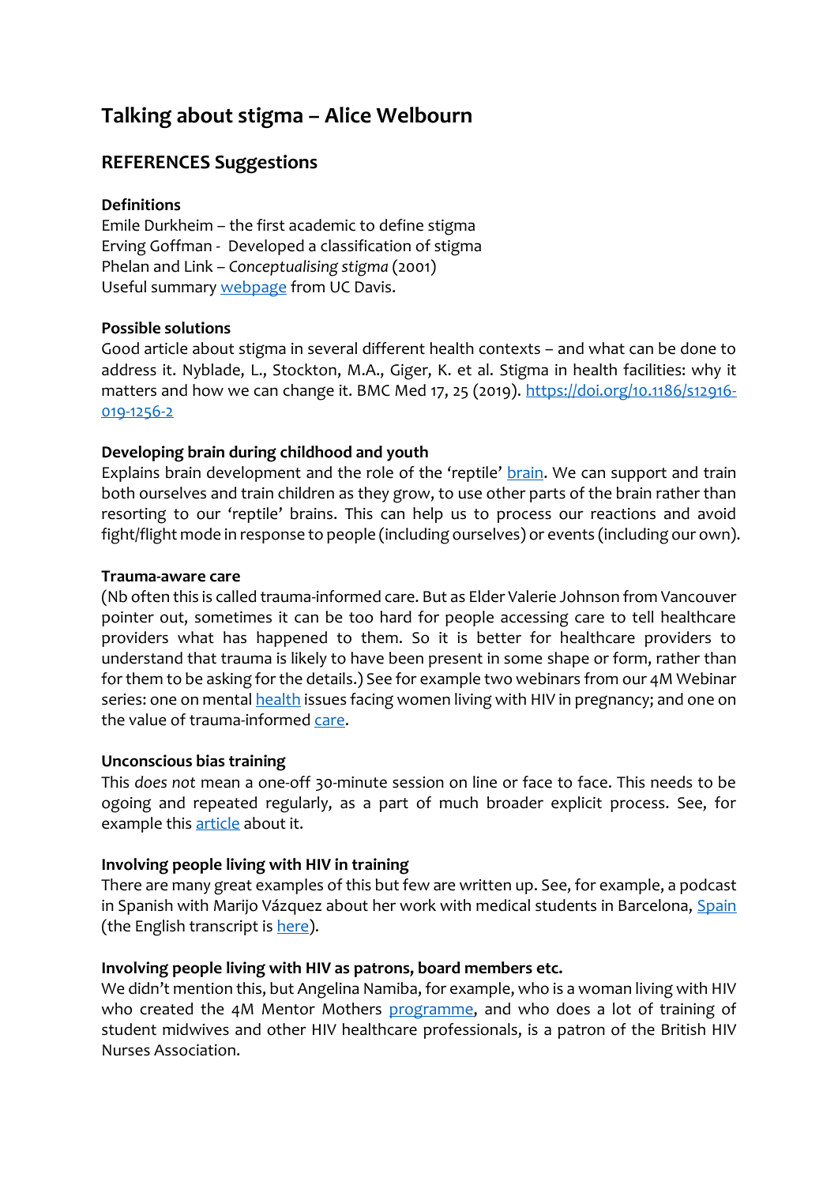# Talking about stigma – Alice Welbourn

## REFERENCES Suggestions

**Definitions**

Emile Durkheim – the first academic to define stigma
Erving Goffman - Developed a classification of stigma
Phelan and Link – *Conceptualising stigma* (2001)
Useful summary webpage from UC Davis.

**Possible solutions**

Good article about stigma in several different health contexts – and what can be done to address it. Nyblade, L., Stockton, M.A., Giger, K. et al. Stigma in health facilities: why it matters and how we can change it. BMC Med 17, 25 (2019). https://doi.org/10.1186/s12916-019-1256-2

**Developing brain during childhood and youth**

Explains brain development and the role of the 'reptile' brain. We can support and train both ourselves and train children as they grow, to use other parts of the brain rather than resorting to our 'reptile' brains. This can help us to process our reactions and avoid fight/flight mode in response to people (including ourselves) or events (including our own).

**Trauma-aware care**

(Nb often this is called trauma-informed care. But as Elder Valerie Johnson from Vancouver pointer out, sometimes it can be too hard for people accessing care to tell healthcare providers what has happened to them. So it is better for healthcare providers to understand that trauma is likely to have been present in some shape or form, rather than for them to be asking for the details.) See for example two webinars from our 4M Webinar series: one on mental health issues facing women living with HIV in pregnancy; and one on the value of trauma-informed care.

**Unconscious bias training**

This *does not* mean a one-off 30-minute session on line or face to face. This needs to be ogoing and repeated regularly, as a part of much broader explicit process. See, for example this article about it.

**Involving people living with HIV in training**

There are many great examples of this but few are written up. See, for example, a podcast in Spanish with Marijo Vázquez about her work with medical students in Barcelona, Spain (the English transcript is here).

**Involving people living with HIV as patrons, board members etc.**

We didn't mention this, but Angelina Namiba, for example, who is a woman living with HIV who created the 4M Mentor Mothers programme, and who does a lot of training of student midwives and other HIV healthcare professionals, is a patron of the British HIV Nurses Association.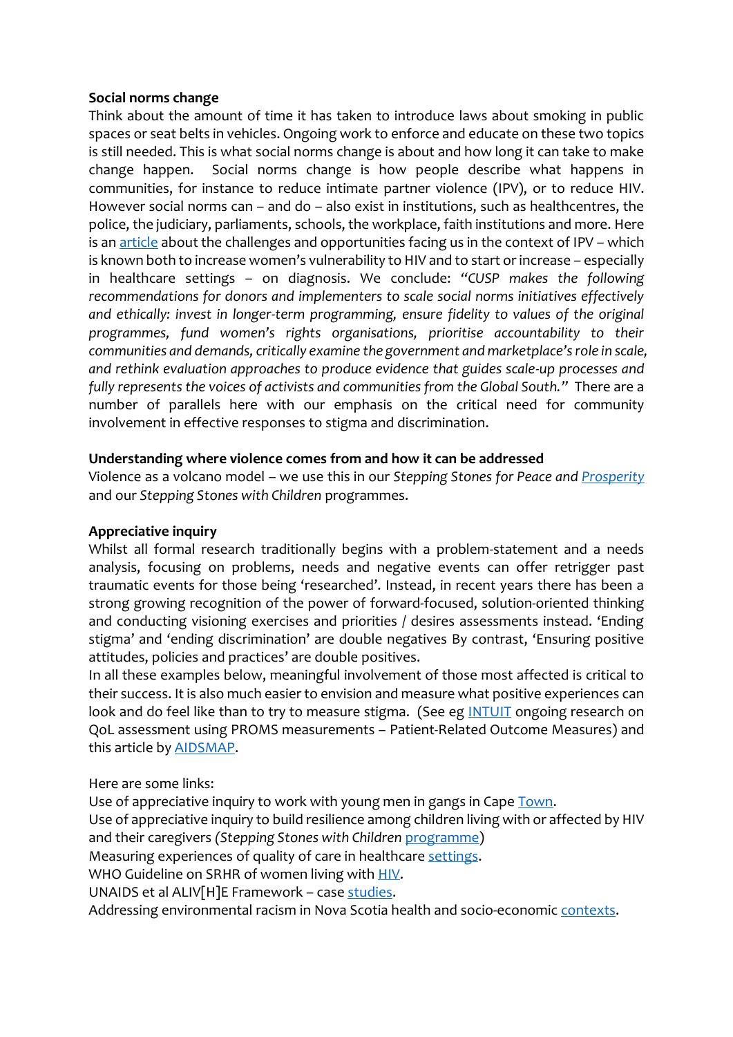**Social norms change**

Think about the amount of time it has taken to introduce laws about smoking in public spaces or seat belts in vehicles. Ongoing work to enforce and educate on these two topics is still needed. This is what social norms change is about and how long it can take to make change happen. Social norms change is how people describe what happens in communities, for instance to reduce intimate partner violence (IPV), or to reduce HIV. However social norms can – and do – also exist in institutions, such as healthcentres, the police, the judiciary, parliaments, schools, the workplace, faith institutions and more. Here is an article about the challenges and opportunities facing us in the context of IPV – which is known both to increase women's vulnerability to HIV and to start or increase – especially in healthcare settings – on diagnosis. We conclude: *"CUSP makes the following recommendations for donors and implementers to scale social norms initiatives effectively and ethically: invest in longer-term programming, ensure fidelity to values of the original programmes, fund women's rights organisations, prioritise accountability to their communities and demands, critically examine the government and marketplace's role in scale, and rethink evaluation approaches to produce evidence that guides scale-up processes and fully represents the voices of activists and communities from the Global South."* There are a number of parallels here with our emphasis on the critical need for community involvement in effective responses to stigma and discrimination.

**Understanding where violence comes from and how it can be addressed**

Violence as a volcano model – we use this in our *Stepping Stones for Peace and Prosperity* and our *Stepping Stones with Children* programmes.

**Appreciative inquiry**

Whilst all formal research traditionally begins with a problem-statement and a needs analysis, focusing on problems, needs and negative events can offer retrigger past traumatic events for those being 'researched'. Instead, in recent years there has been a strong growing recognition of the power of forward-focused, solution-oriented thinking and conducting visioning exercises and priorities / desires assessments instead. 'Ending stigma' and 'ending discrimination' are double negatives By contrast, 'Ensuring positive attitudes, policies and practices' are double positives.

In all these examples below, meaningful involvement of those most affected is critical to their success. It is also much easier to envision and measure what positive experiences can look and do feel like than to try to measure stigma. (See eg INTUIT ongoing research on QoL assessment using PROMS measurements – Patient-Related Outcome Measures) and this article by AIDSMAP.

Here are some links:

Use of appreciative inquiry to work with young men in gangs in Cape Town.

Use of appreciative inquiry to build resilience among children living with or affected by HIV and their caregivers (*Stepping Stones with Children* programme)

Measuring experiences of quality of care in healthcare settings.

WHO Guideline on SRHR of women living with HIV.

UNAIDS et al ALIV[H]E Framework – case studies.

Addressing environmental racism in Nova Scotia health and socio-economic contexts.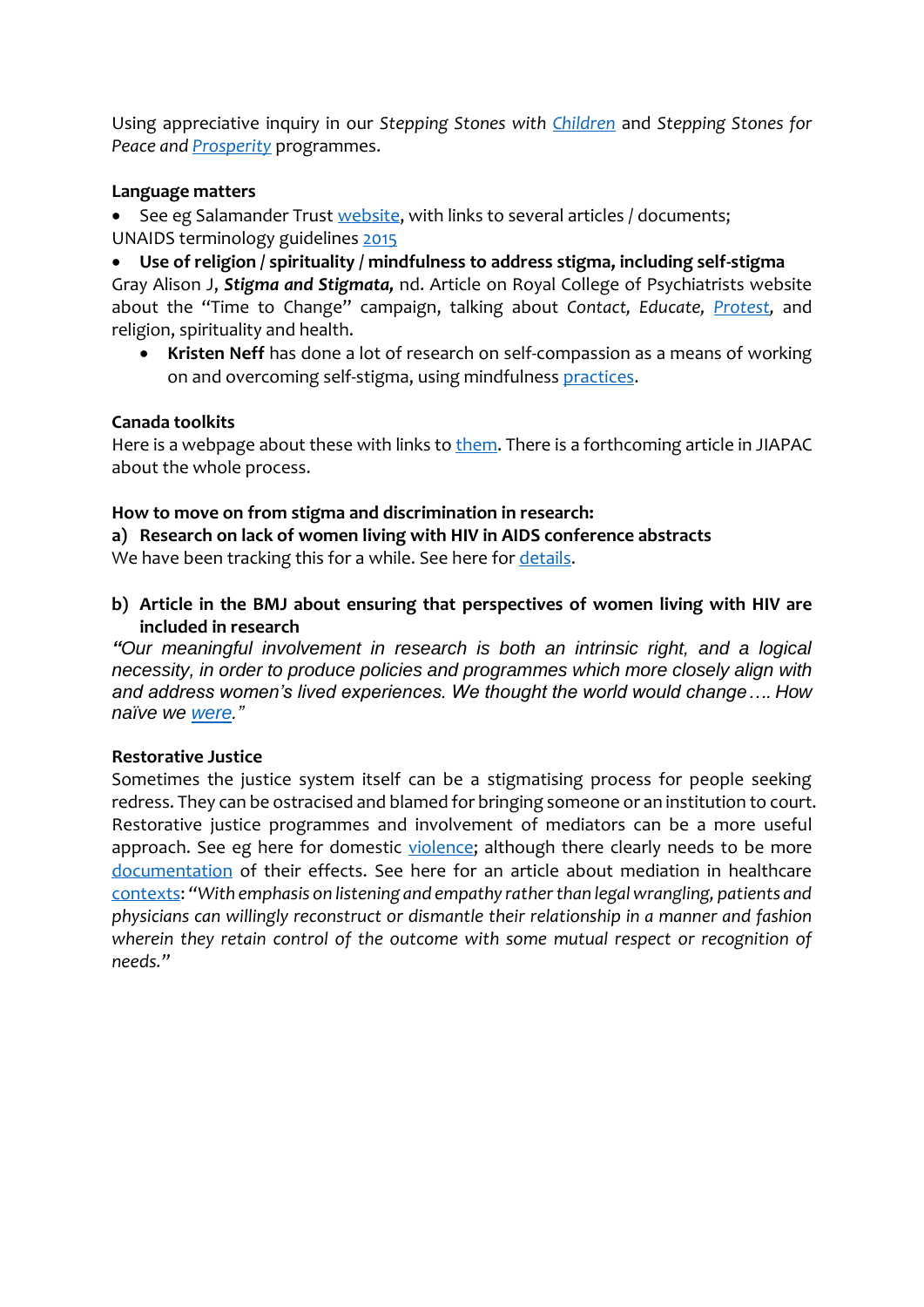Using appreciative inquiry in our *Stepping Stones with Children* and *Stepping Stones for Peace and Prosperity* programmes.

**Language matters**

- See eg Salamander Trust website, with links to several articles / documents;

UNAIDS terminology guidelines 2015

- **Use of religion / spirituality / mindfulness to address stigma, including self-stigma**

Gray Alison J, ***Stigma and Stigmata,*** nd. Article on Royal College of Psychiatrists website about the "Time to Change" campaign, talking about *Contact, Educate, Protest,* and religion, spirituality and health.

  - **Kristen Neff** has done a lot of research on self-compassion as a means of working on and overcoming self-stigma, using mindfulness practices.

**Canada toolkits**

Here is a webpage about these with links to them. There is a forthcoming article in JIAPAC about the whole process.

**How to move on from stigma and discrimination in research:**

**a) Research on lack of women living with HIV in AIDS conference abstracts**

We have been tracking this for a while. See here for details.

**b) Article in the BMJ about ensuring that perspectives of women living with HIV are included in research**

*"Our meaningful involvement in research is both an intrinsic right, and a logical necessity, in order to produce policies and programmes which more closely align with and address women's lived experiences. We thought the world would change…. How naïve we were."*

**Restorative Justice**

Sometimes the justice system itself can be a stigmatising process for people seeking redress. They can be ostracised and blamed for bringing someone or an institution to court. Restorative justice programmes and involvement of mediators can be a more useful approach. See eg here for domestic violence; although there clearly needs to be more documentation of their effects. See here for an article about mediation in healthcare contexts: *"With emphasis on listening and empathy rather than legal wrangling, patients and physicians can willingly reconstruct or dismantle their relationship in a manner and fashion wherein they retain control of the outcome with some mutual respect or recognition of needs."*